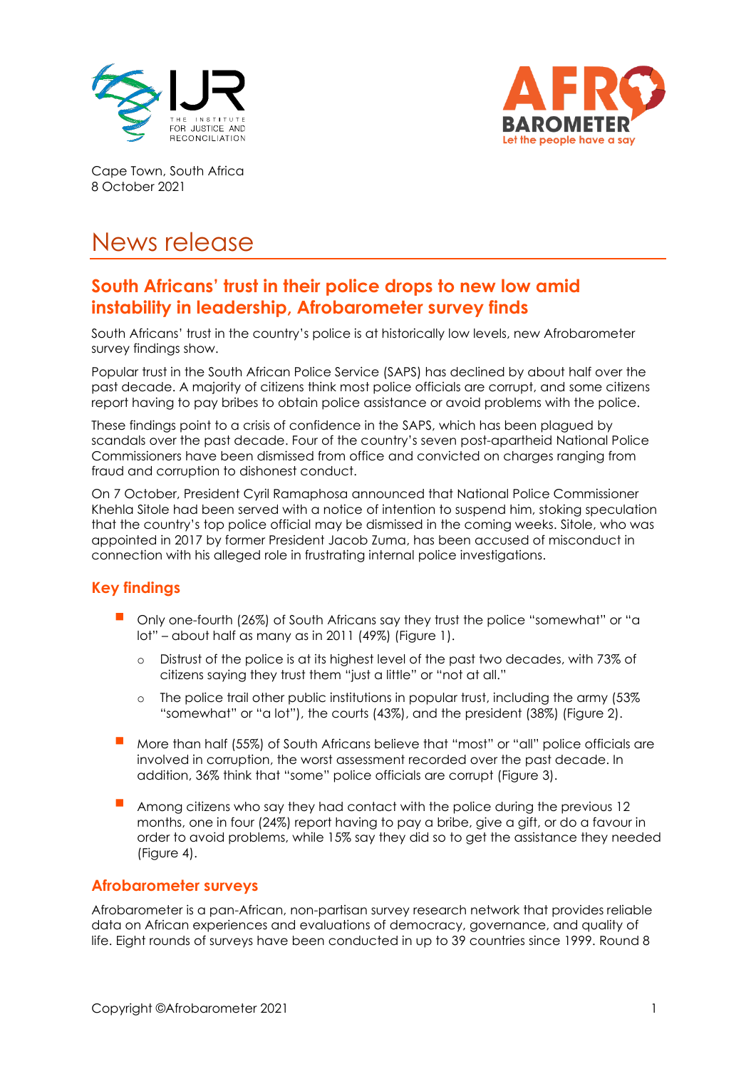Cape Town, South Africa
8 October 2021

# News release

## South Africans' trust in their police drops to new low amid instability in leadership, Afrobarometer survey finds

South Africans' trust in the country's police is at historically low levels, new Afrobarometer survey findings show.

Popular trust in the South African Police Service (SAPS) has declined by about half over the past decade. A majority of citizens think most police officials are corrupt, and some citizens report having to pay bribes to obtain police assistance or avoid problems with the police.

These findings point to a crisis of confidence in the SAPS, which has been plagued by scandals over the past decade. Four of the country's seven post-apartheid National Police Commissioners have been dismissed from office and convicted on charges ranging from fraud and corruption to dishonest conduct.

On 7 October, President Cyril Ramaphosa announced that National Police Commissioner Khehla Sitole had been served with a notice of intention to suspend him, stoking speculation that the country's top police official may be dismissed in the coming weeks. Sitole, who was appointed in 2017 by former President Jacob Zuma, has been accused of misconduct in connection with his alleged role in frustrating internal police investigations.

## Key findings

- Only one-fourth (26%) of South Africans say they trust the police "somewhat" or "a lot" – about half as many as in 2011 (49%) (Figure 1).
  - Distrust of the police is at its highest level of the past two decades, with 73% of citizens saying they trust them "just a little" or "not at all."
  - The police trail other public institutions in popular trust, including the army (53% "somewhat" or "a lot"), the courts (43%), and the president (38%) (Figure 2).
- More than half (55%) of South Africans believe that "most" or "all" police officials are involved in corruption, the worst assessment recorded over the past decade. In addition, 36% think that "some" police officials are corrupt (Figure 3).
- Among citizens who say they had contact with the police during the previous 12 months, one in four (24%) report having to pay a bribe, give a gift, or do a favour in order to avoid problems, while 15% say they did so to get the assistance they needed (Figure 4).

## Afrobarometer surveys

Afrobarometer is a pan-African, non-partisan survey research network that provides reliable data on African experiences and evaluations of democracy, governance, and quality of life. Eight rounds of surveys have been conducted in up to 39 countries since 1999. Round 8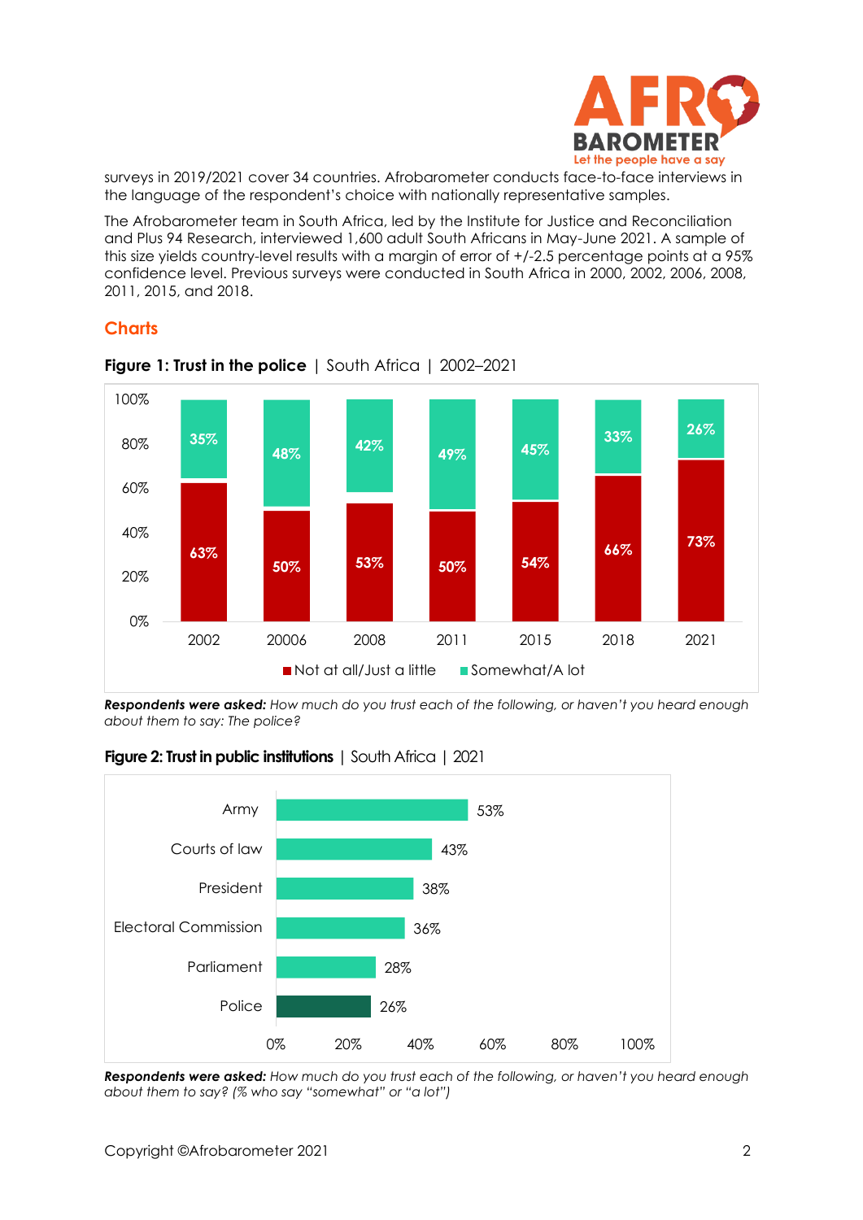surveys in 2019/2021 cover 34 countries. Afrobarometer conducts face-to-face interviews in the language of the respondent's choice with nationally representative samples.

The Afrobarometer team in South Africa, led by the Institute for Justice and Reconciliation and Plus 94 Research, interviewed 1,600 adult South Africans in May-June 2021. A sample of this size yields country-level results with a margin of error of +/-2.5 percentage points at a 95% confidence level. Previous surveys were conducted in South Africa in 2000, 2002, 2006, 2008, 2011, 2015, and 2018.

## Charts

**Figure 1: Trust in the police** | South Africa | 2002–2021

| Year | Not at all/Just a little | Somewhat/A lot |
|---|---|---|
| 2002 | 63% | 35% |
| 20006 | 50% | 48% |
| 2008 | 53% | 42% |
| 2011 | 50% | 49% |
| 2015 | 54% | 45% |
| 2018 | 66% | 33% |
| 2021 | 73% | 26% |

***Respondents were asked:*** *How much do you trust each of the following, or haven't you heard enough about them to say: The police?*

**Figure 2: Trust in public institutions** | South Africa | 2021

| Institution | % |
|---|---|
| Army | 53% |
| Courts of law | 43% |
| President | 38% |
| Electoral Commission | 36% |
| Parliament | 28% |
| Police | 26% |

***Respondents were asked:*** *How much do you trust each of the following, or haven't you heard enough about them to say? (% who say "somewhat" or "a lot")*

Copyright ©Afrobarometer 2021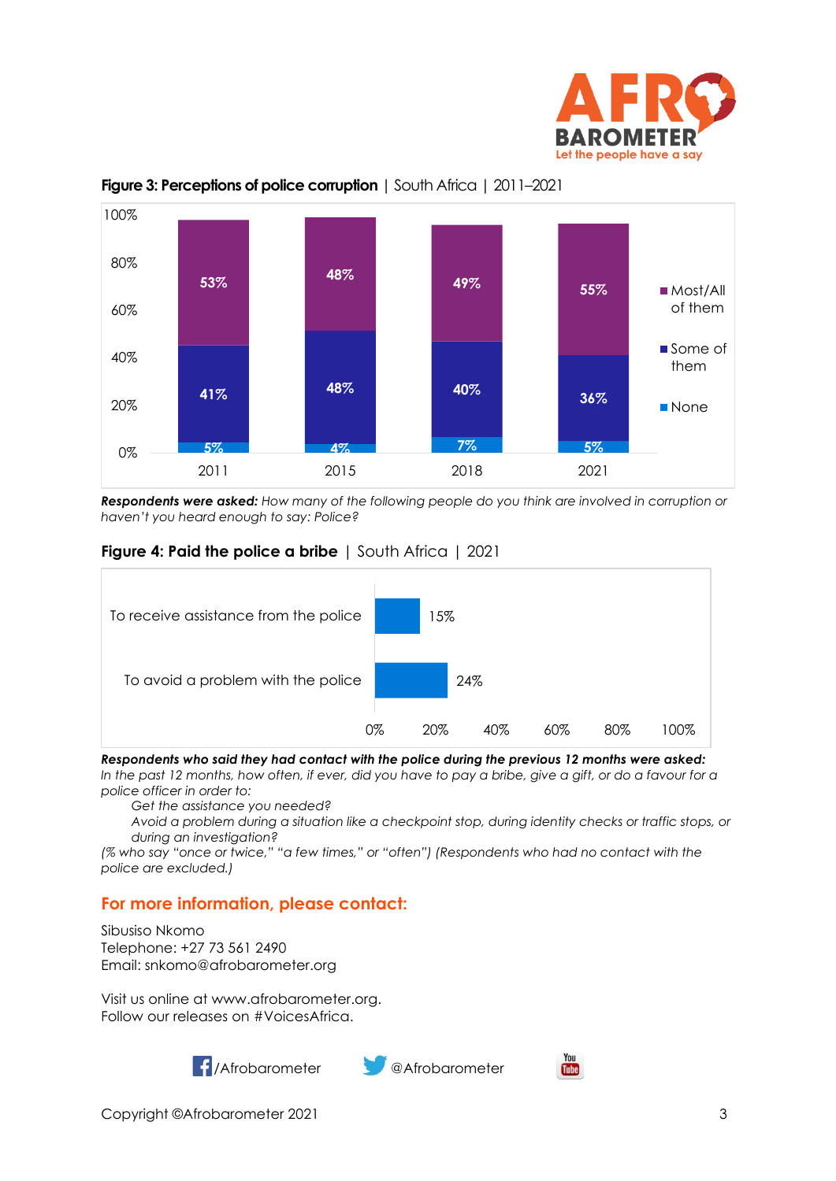**Figure 3: Perceptions of police corruption** | South Africa | 2011–2021

100%
80%
60%
40%
20%
0%

53%
41%
5%
2011

48%
48%
4%
2015

49%
40%
7%
2018

55%
36%
5%
2021

Most/All of them
Some of them
None

***Respondents were asked:*** *How many of the following people do you think are involved in corruption or haven't you heard enough to say: Police?*

**Figure 4: Paid the police a bribe** | South Africa | 2021

To receive assistance from the police
15%

To avoid a problem with the police
24%

0% 20% 40% 60% 80% 100%

***Respondents who said they had contact with the police during the previous 12 months were asked:*** *In the past 12 months, how often, if ever, did you have to pay a bribe, give a gift, or do a favour for a police officer in order to:*

> *Get the assistance you needed?*
>
> *Avoid a problem during a situation like a checkpoint stop, during identity checks or traffic stops, or during an investigation?*

*(% who say "once or twice," "a few times," or "often") (Respondents who had no contact with the police are excluded.)*

## For more information, please contact:

Sibusiso Nkomo
Telephone: +27 73 561 2490
Email: snkomo@afrobarometer.org

Visit us online at www.afrobarometer.org.
Follow our releases on #VoicesAfrica.

/Afrobarometer @Afrobarometer

Copyright ©Afrobarometer 2021